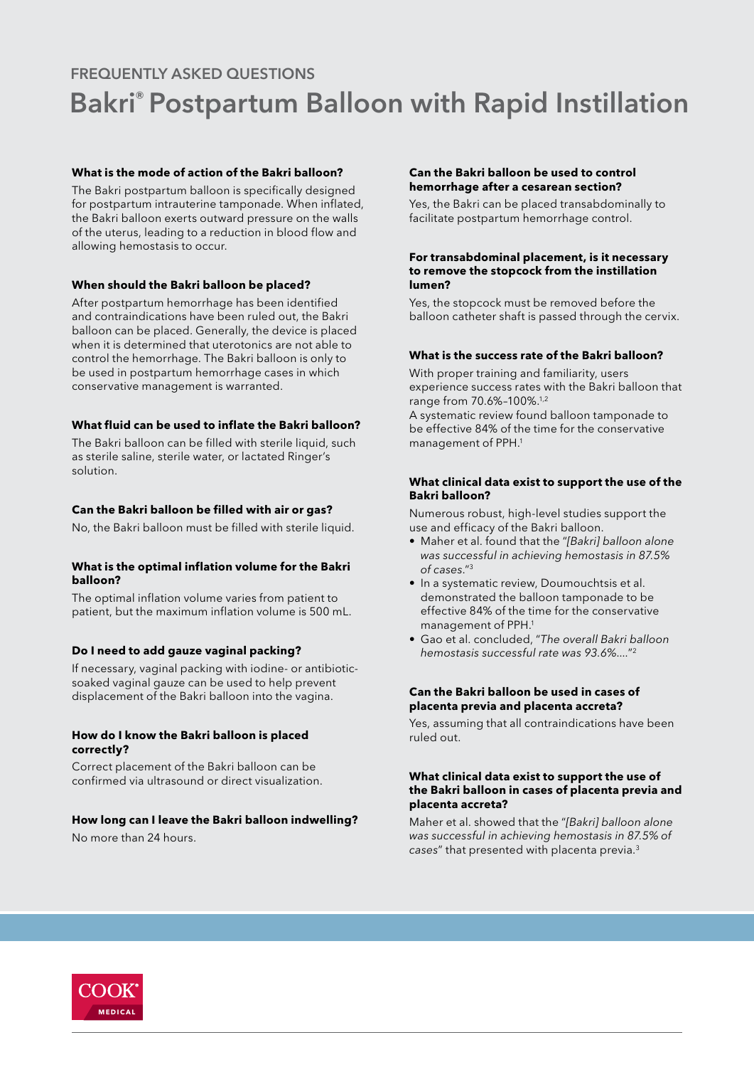FREQUENTLY ASKED QUESTIONS

# Bakri® Postpartum Balloon with Rapid Installation

**What is the mode of action of the Bakri balloon?**

The Bakri postpartum balloon is specifically designed for postpartum intrauterine tamponade. When inflated, the Bakri balloon exerts outward pressure on the walls of the uterus, leading to a reduction in blood flow and allowing hemostasis to occur.

**When should the Bakri balloon be placed?**

After postpartum hemorrhage has been identified and contraindications have been ruled out, the Bakri balloon can be placed. Generally, the device is placed when it is determined that uterotonics are not able to control the hemorrhage. The Bakri balloon is only to be used in postpartum hemorrhage cases in which conservative management is warranted.

**What fluid can be used to inflate the Bakri balloon?**

The Bakri balloon can be filled with sterile liquid, such as sterile saline, sterile water, or lactated Ringer's solution.

**Can the Bakri balloon be filled with air or gas?**

No, the Bakri balloon must be filled with sterile liquid.

**What is the optimal inflation volume for the Bakri balloon?**

The optimal inflation volume varies from patient to patient, but the maximum inflation volume is 500 mL.

**Do I need to add gauze vaginal packing?**

If necessary, vaginal packing with iodine- or antibiotic-soaked vaginal gauze can be used to help prevent displacement of the Bakri balloon into the vagina.

**How do I know the Bakri balloon is placed correctly?**

Correct placement of the Bakri balloon can be confirmed via ultrasound or direct visualization.

**How long can I leave the Bakri balloon indwelling?**

No more than 24 hours.

**Can the Bakri balloon be used to control hemorrhage after a cesarean section?**

Yes, the Bakri can be placed transabdominally to facilitate postpartum hemorrhage control.

**For transabdominal placement, is it necessary to remove the stopcock from the instillation lumen?**

Yes, the stopcock must be removed before the balloon catheter shaft is passed through the cervix.

**What is the success rate of the Bakri balloon?**

With proper training and familiarity, users experience success rates with the Bakri balloon that range from 70.6%–100%.[1,2]
A systematic review found balloon tamponade to be effective 84% of the time for the conservative management of PPH.[1]

**What clinical data exist to support the use of the Bakri balloon?**

Numerous robust, high-level studies support the use and efficacy of the Bakri balloon.

- Maher et al. found that the "*[Bakri] balloon alone was successful in achieving hemostasis in 87.5% of cases.*"[3]
- In a systematic review, Doumouchtsis et al. demonstrated the balloon tamponade to be effective 84% of the time for the conservative management of PPH.[1]
- Gao et al. concluded, "*The overall Bakri balloon hemostasis successful rate was 93.6%....*"[2]

**Can the Bakri balloon be used in cases of placenta previa and placenta accreta?**

Yes, assuming that all contraindications have been ruled out.

**What clinical data exist to support the use of the Bakri balloon in cases of placenta previa and placenta accreta?**

Maher et al. showed that the "*[Bakri] balloon alone was successful in achieving hemostasis in 87.5% of cases*" that presented with placenta previa.[3]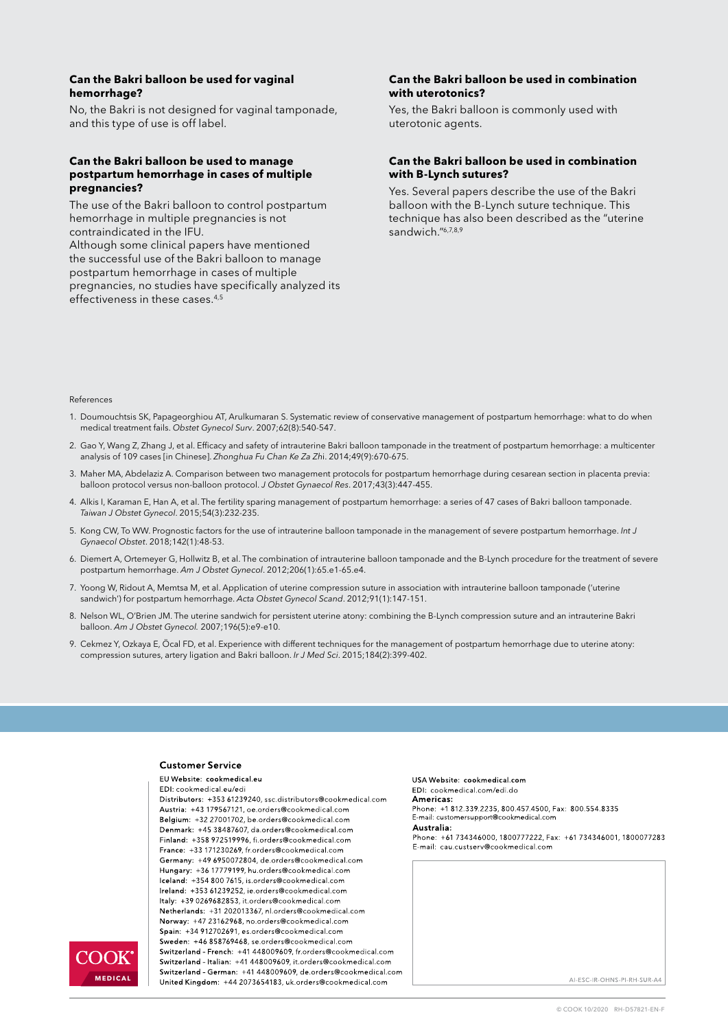### Can the Bakri balloon be used for vaginal hemorrhage?

No, the Bakri is not designed for vaginal tamponade, and this type of use is off label.

### Can the Bakri balloon be used to manage postpartum hemorrhage in cases of multiple pregnancies?

The use of the Bakri balloon to control postpartum hemorrhage in multiple pregnancies is not contraindicated in the IFU.

Although some clinical papers have mentioned the successful use of the Bakri balloon to manage postpartum hemorrhage in cases of multiple pregnancies, no studies have specifically analyzed its effectiveness in these cases.[4,5]

### Can the Bakri balloon be used in combination with uterotonics?

Yes, the Bakri balloon is commonly used with uterotonic agents.

### Can the Bakri balloon be used in combination with B-Lynch sutures?

Yes. Several papers describe the use of the Bakri balloon with the B-Lynch suture technique. This technique has also been described as the "uterine sandwich."[6,7,8,9]

References

1. Doumouchtsis SK, Papageorghiou AT, Arulkumaran S. Systematic review of conservative management of postpartum hemorrhage: what to do when medical treatment fails. *Obstet Gynecol Surv*. 2007;62(8):540-547.
2. Gao Y, Wang Z, Zhang J, et al. Efficacy and safety of intrauterine Bakri balloon tamponade in the treatment of postpartum hemorrhage: a multicenter analysis of 109 cases [in Chinese]. *Zhonghua Fu Chan Ke Za Zhi*. 2014;49(9):670-675.
3. Maher MA, Abdelaziz A. Comparison between two management protocols for postpartum hemorrhage during cesarean section in placenta previa: balloon protocol versus non-balloon protocol. *J Obstet Gynaecol Res*. 2017;43(3):447-455.
4. Alkis I, Karaman E, Han A, et al. The fertility sparing management of postpartum hemorrhage: a series of 47 cases of Bakri balloon tamponade. *Taiwan J Obstet Gynecol*. 2015;54(3):232-235.
5. Kong CW, To WW. Prognostic factors for the use of intrauterine balloon tamponade in the management of severe postpartum hemorrhage. *Int J Gynaecol Obstet*. 2018;142(1):48-53.
6. Diemert A, Ortemeyer G, Hollwitz B, et al. The combination of intrauterine balloon tamponade and the B-Lynch procedure for the treatment of severe postpartum hemorrhage. *Am J Obstet Gynecol*. 2012;206(1):65.e1-65.e4.
7. Yoong W, Ridout A, Memtsa M, et al. Application of uterine compression suture in association with intrauterine balloon tamponade ('uterine sandwich') for postpartum hemorrhage. *Acta Obstet Gynecol Scand*. 2012;91(1):147-151.
8. Nelson WL, O'Brien JM. The uterine sandwich for persistent uterine atony: combining the B-Lynch compression suture and an intrauterine Bakri balloon. *Am J Obstet Gynecol.* 2007;196(5):e9-e10.
9. Cekmez Y, Ozkaya E, Öcal FD, et al. Experience with different techniques for the management of postpartum hemorrhage due to uterine atony: compression sutures, artery ligation and Bakri balloon. *Ir J Med Sci*. 2015;184(2):399-402.

**Customer Service**

**EU Website: cookmedical.eu**
EDI: cookmedical.eu/edi
**Distributors:** +353 61239240, ssc.distributors@cookmedical.com
**Austria:** +43 179567121, oe.orders@cookmedical.com
**Belgium:** +32 27001702, be.orders@cookmedical.com
**Denmark:** +45 38487607, da.orders@cookmedical.com
**Finland:** +358 972519996, fi.orders@cookmedical.com
**France:** +33 171230269, fr.orders@cookmedical.com
**Germany:** +49 6950072804, de.orders@cookmedical.com
**Hungary:** +36 17779199, hu.orders@cookmedical.com
**Iceland:** +354 800 7615, is.orders@cookmedical.com
**Ireland:** +353 61239252, ie.orders@cookmedical.com
**Italy:** +39 0269682853, it.orders@cookmedical.com
**Netherlands:** +31 202013367, nl.orders@cookmedical.com
**Norway:** +47 23162968, no.orders@cookmedical.com
**Spain:** +34 912702691, es.orders@cookmedical.com
**Sweden:** +46 858769468, se.orders@cookmedical.com
**Switzerland - French:** +41 448009609, fr.orders@cookmedical.com
**Switzerland - Italian:** +41 448009609, it.orders@cookmedical.com
**Switzerland - German:** +41 448009609, de.orders@cookmedical.com
**United Kingdom:** +44 2073654183, uk.orders@cookmedical.com

**USA Website: cookmedical.com**
EDI: cookmedical.com/edi.do
**Americas:**
Phone: +1 812.339.2235, 800.457.4500, Fax: 800.554.8335
E-mail: customersupport@cookmedical.com
**Australia:**
Phone: +61 734346000, 1800777222, Fax: +61 734346001, 1800077283
E-mail: cau.custserv@cookmedical.com

AI-ESC-IR-OHNS-PI-RH-SUR-A4

© COOK 10/2020 RH-D57821-EN-F